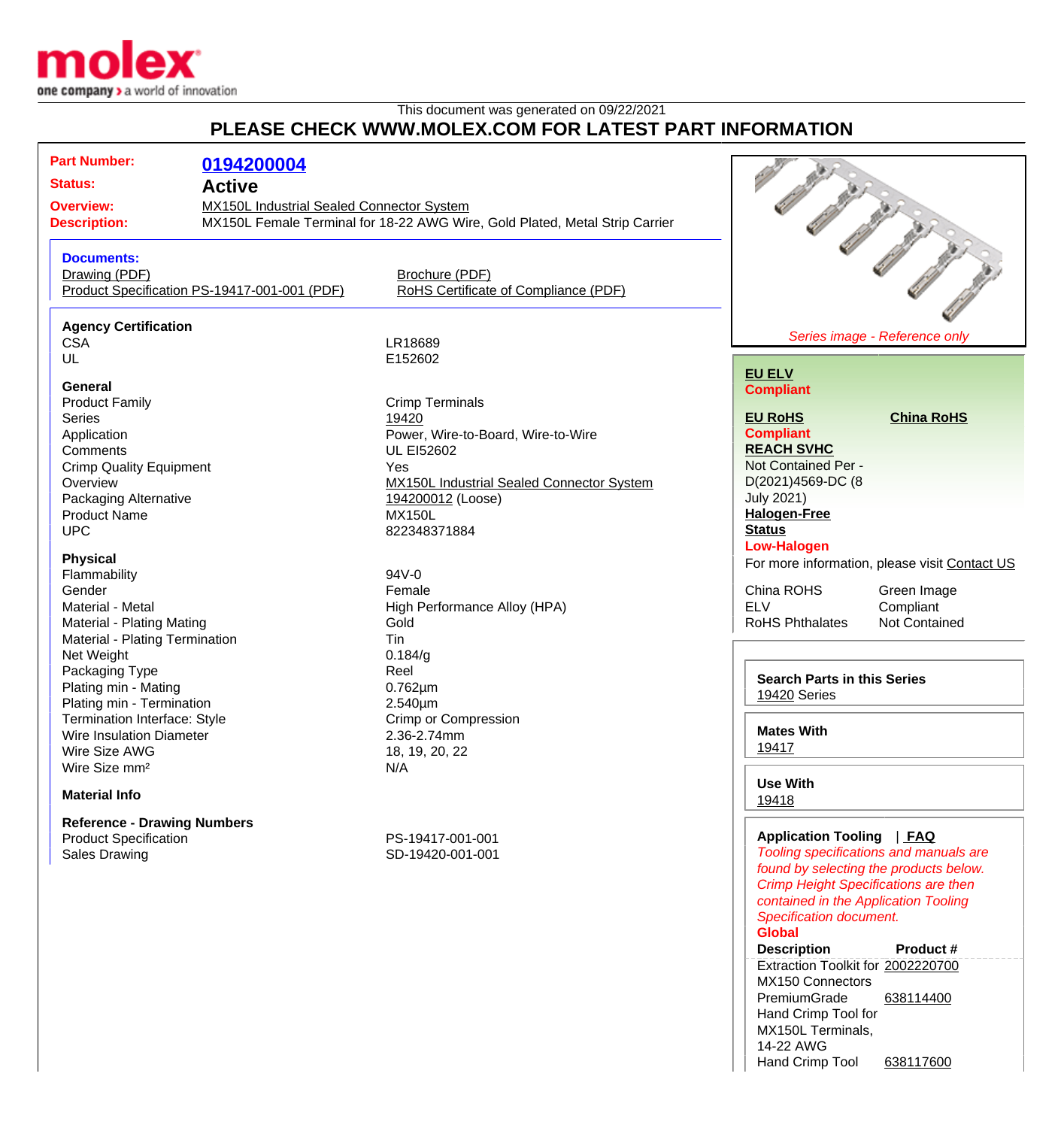This document was generated on 09/22/2021

# PLEASE CHECK WWW.MOLEX.COM FOR LATEST PART INFORMATION

| | |
|---|---|
| **Part Number:** | **0194200004** |
| **Status:** | **Active** |
| **Overview:** | MX150L Industrial Sealed Connector System |
| **Description:** | MX150L Female Terminal for 18-22 AWG Wire, Gold Plated, Metal Strip Carrier |

**Documents:**

- Drawing (PDF)
- Product Specification PS-19417-001-001 (PDF)
- Brochure (PDF)
- RoHS Certificate of Compliance (PDF)

*Series image - Reference only*

### Agency Certification

| | |
|---|---|
| CSA | LR18689 |
| UL | E152602 |

### General

| | |
|---|---|
| Product Family | Crimp Terminals |
| Series | 19420 |
| Application | Power, Wire-to-Board, Wire-to-Wire |
| Comments | UL EI52602 |
| Crimp Quality Equipment | Yes |
| Overview | MX150L Industrial Sealed Connector System |
| Packaging Alternative | 194200012 (Loose) |
| Product Name | MX150L |
| UPC | 822348371884 |

### Physical

| | |
|---|---|
| Flammability | 94V-0 |
| Gender | Female |
| Material - Metal | High Performance Alloy (HPA) |
| Material - Plating Mating | Gold |
| Material - Plating Termination | Tin |
| Net Weight | 0.184/g |
| Packaging Type | Reel |
| Plating min - Mating | 0.762µm |
| Plating min - Termination | 2.540µm |
| Termination Interface: Style | Crimp or Compression |
| Wire Insulation Diameter | 2.36-2.74mm |
| Wire Size AWG | 18, 19, 20, 22 |
| Wire Size mm² | N/A |

### Material Info

### Reference - Drawing Numbers

| | |
|---|---|
| Product Specification | PS-19417-001-001 |
| Sales Drawing | SD-19420-001-001 |

**EU ELV**
**Compliant**

**EU RoHS** **China RoHS**
**Compliant**

**REACH SVHC**
Not Contained Per - D(2021)4569-DC (8 July 2021)

**Halogen-Free Status**
**Low-Halogen**

For more information, please visit Contact US

| | |
|---|---|
| China ROHS | Green Image |
| ELV | Compliant |
| RoHS Phthalates | Not Contained |

**Search Parts in this Series**
19420 Series

**Mates With**
19417

**Use With**
19418

**Application Tooling** | **FAQ**

*Tooling specifications and manuals are found by selecting the products below. Crimp Height Specifications are then contained in the Application Tooling Specification document.*

**Global**

| Description | Product # |
|---|---|
| Extraction Toolkit for MX150 Connectors | 2002220700 |
| PremiumGrade Hand Crimp Tool for MX150L Terminals, 14-22 AWG | 638114400 |
| Hand Crimp Tool | 638117600 |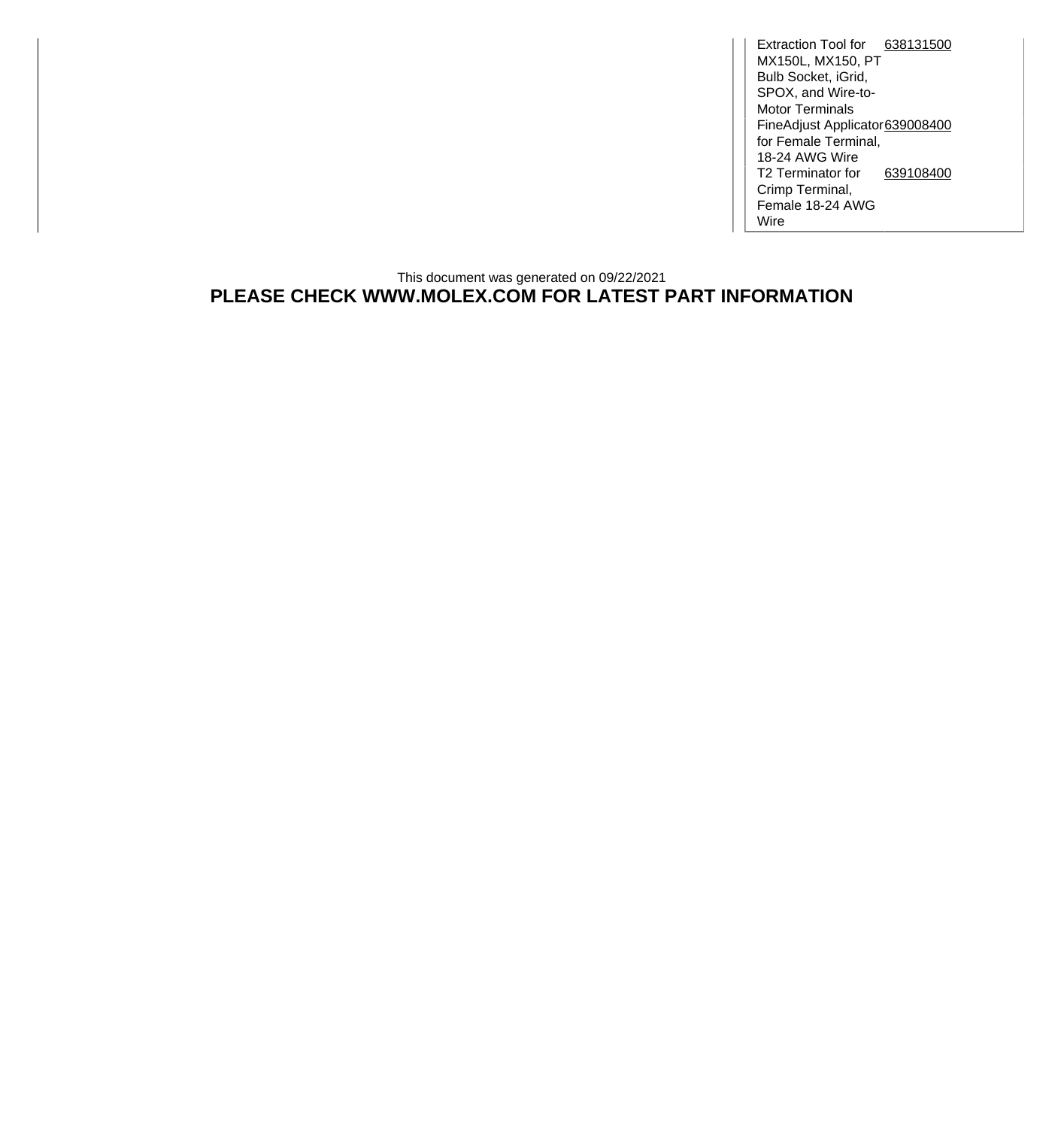| | |
|---|---|
| Extraction Tool for MX150L, MX150, PT Bulb Socket, iGrid, SPOX, and Wire-to-Motor Terminals | 638131500 |
| FineAdjust Applicator for Female Terminal, 18-24 AWG Wire | 639008400 |
| T2 Terminator for Crimp Terminal, Female 18-24 AWG Wire | 639108400 |

This document was generated on 09/22/2021

**PLEASE CHECK WWW.MOLEX.COM FOR LATEST PART INFORMATION**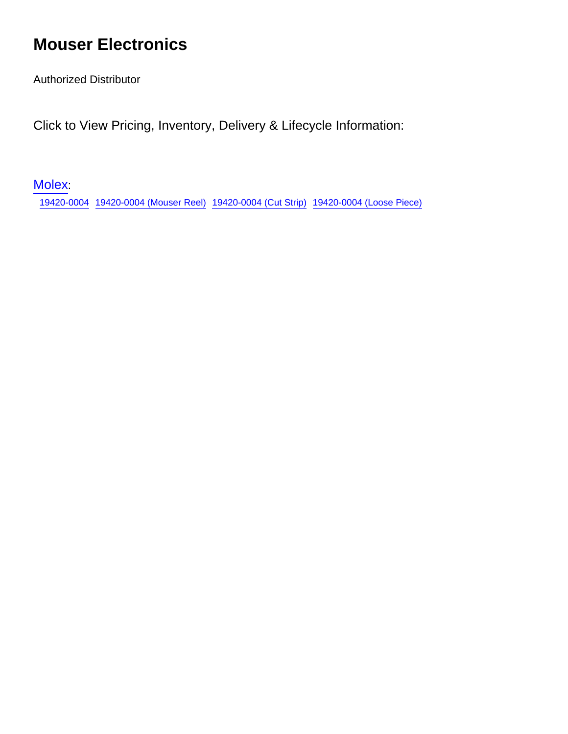# Mouser Electronics

Authorized Distributor

Click to View Pricing, Inventory, Delivery & Lifecycle Information:

Molex:

19420-0004 19420-0004 (Mouser Reel) 19420-0004 (Cut Strip) 19420-0004 (Loose Piece)